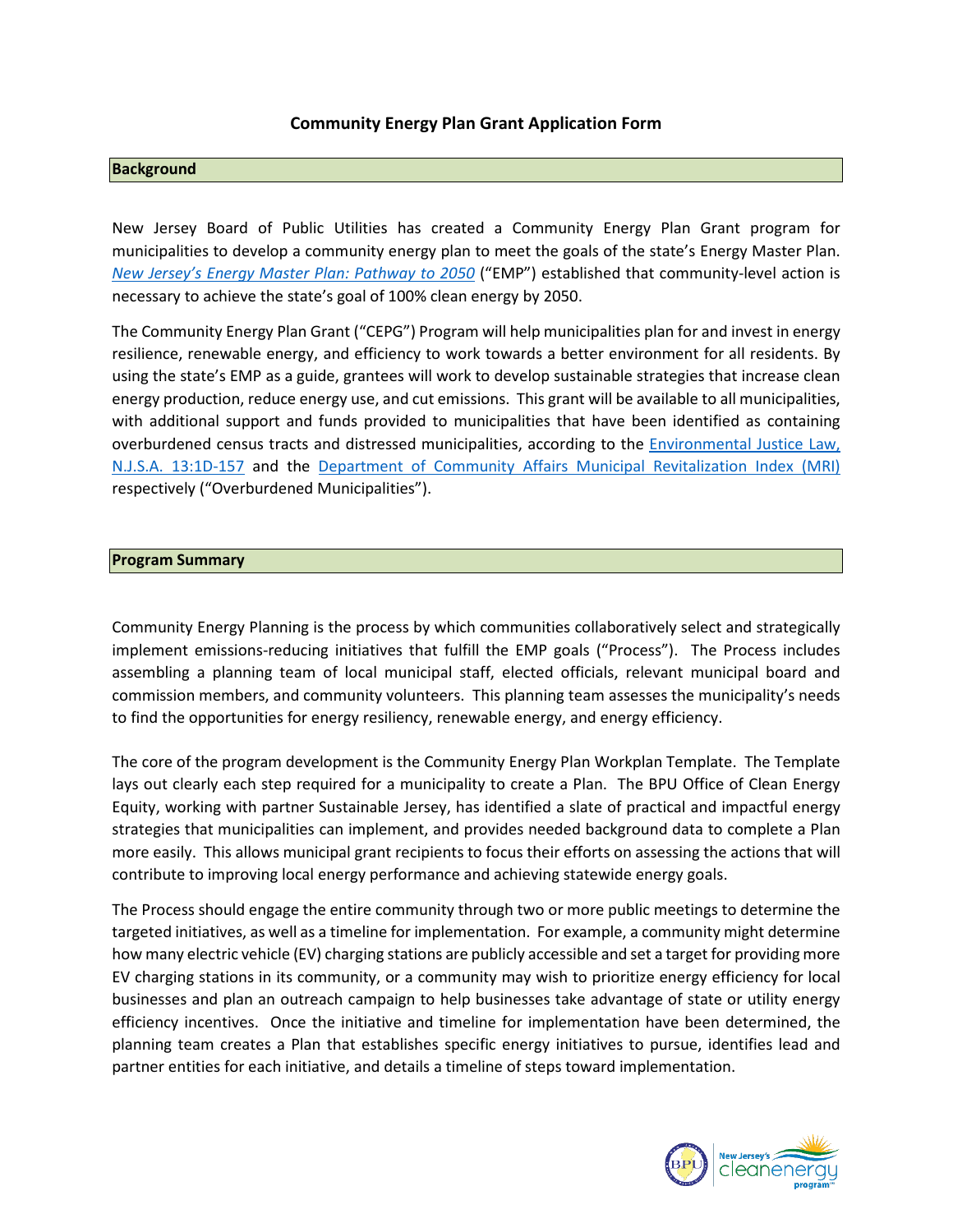# Community Energy Plan Grant Application Form

## Background

New Jersey Board of Public Utilities has created a Community Energy Plan Grant program for municipalities to develop a community energy plan to meet the goals of the state's Energy Master Plan. *New Jersey's Energy Master Plan: Pathway to 2050* ("EMP") established that community-level action is necessary to achieve the state's goal of 100% clean energy by 2050.

The Community Energy Plan Grant ("CEPG") Program will help municipalities plan for and invest in energy resilience, renewable energy, and efficiency to work towards a better environment for all residents. By using the state's EMP as a guide, grantees will work to develop sustainable strategies that increase clean energy production, reduce energy use, and cut emissions. This grant will be available to all municipalities, with additional support and funds provided to municipalities that have been identified as containing overburdened census tracts and distressed municipalities, according to the Environmental Justice Law, N.J.S.A. 13:1D-157 and the Department of Community Affairs Municipal Revitalization Index (MRI) respectively ("Overburdened Municipalities").

## Program Summary

Community Energy Planning is the process by which communities collaboratively select and strategically implement emissions-reducing initiatives that fulfill the EMP goals ("Process"). The Process includes assembling a planning team of local municipal staff, elected officials, relevant municipal board and commission members, and community volunteers. This planning team assesses the municipality's needs to find the opportunities for energy resiliency, renewable energy, and energy efficiency.

The core of the program development is the Community Energy Plan Workplan Template. The Template lays out clearly each step required for a municipality to create a Plan. The BPU Office of Clean Energy Equity, working with partner Sustainable Jersey, has identified a slate of practical and impactful energy strategies that municipalities can implement, and provides needed background data to complete a Plan more easily. This allows municipal grant recipients to focus their efforts on assessing the actions that will contribute to improving local energy performance and achieving statewide energy goals.

The Process should engage the entire community through two or more public meetings to determine the targeted initiatives, as well as a timeline for implementation. For example, a community might determine how many electric vehicle (EV) charging stations are publicly accessible and set a target for providing more EV charging stations in its community, or a community may wish to prioritize energy efficiency for local businesses and plan an outreach campaign to help businesses take advantage of state or utility energy efficiency incentives. Once the initiative and timeline for implementation have been determined, the planning team creates a Plan that establishes specific energy initiatives to pursue, identifies lead and partner entities for each initiative, and details a timeline of steps toward implementation.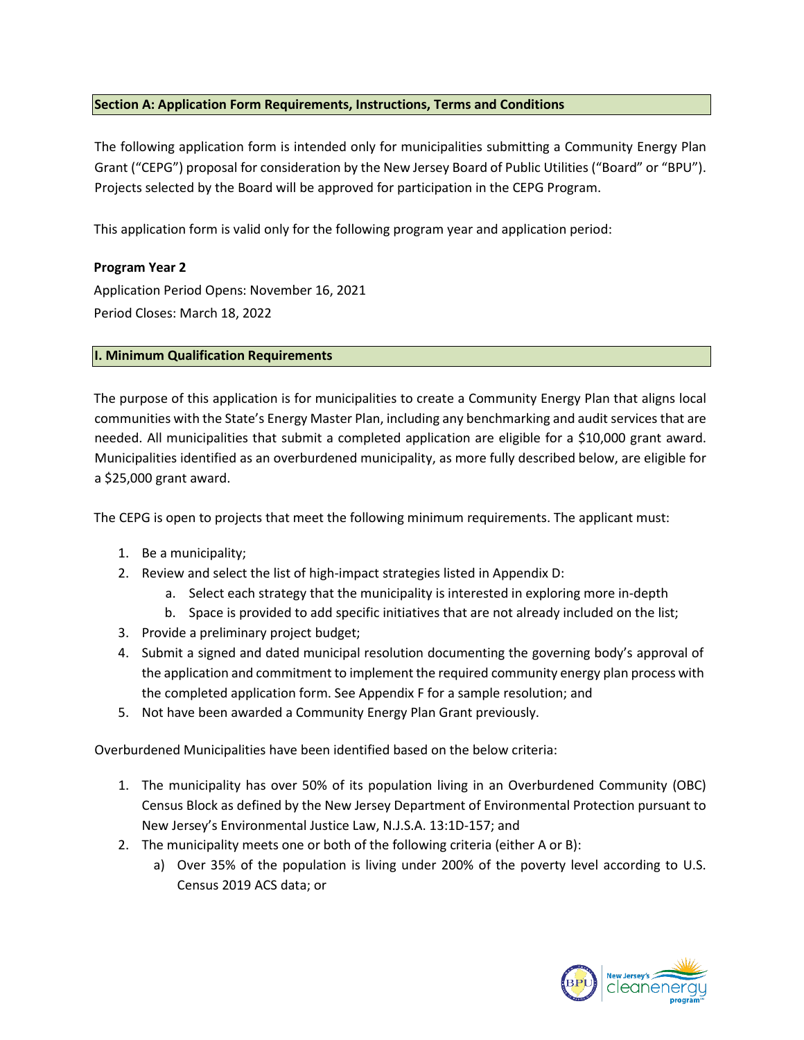## Section A: Application Form Requirements, Instructions, Terms and Conditions

The following application form is intended only for municipalities submitting a Community Energy Plan Grant ("CEPG") proposal for consideration by the New Jersey Board of Public Utilities ("Board" or "BPU"). Projects selected by the Board will be approved for participation in the CEPG Program.

This application form is valid only for the following program year and application period:

**Program Year 2**

Application Period Opens: November 16, 2021

Period Closes: March 18, 2022

## I. Minimum Qualification Requirements

The purpose of this application is for municipalities to create a Community Energy Plan that aligns local communities with the State's Energy Master Plan, including any benchmarking and audit services that are needed. All municipalities that submit a completed application are eligible for a $10,000 grant award. Municipalities identified as an overburdened municipality, as more fully described below, are eligible for a $25,000 grant award.

The CEPG is open to projects that meet the following minimum requirements. The applicant must:

1. Be a municipality;
2. Review and select the list of high-impact strategies listed in Appendix D:
   a. Select each strategy that the municipality is interested in exploring more in-depth
   b. Space is provided to add specific initiatives that are not already included on the list;
3. Provide a preliminary project budget;
4. Submit a signed and dated municipal resolution documenting the governing body's approval of the application and commitment to implement the required community energy plan process with the completed application form. See Appendix F for a sample resolution; and
5. Not have been awarded a Community Energy Plan Grant previously.

Overburdened Municipalities have been identified based on the below criteria:

1. The municipality has over 50% of its population living in an Overburdened Community (OBC) Census Block as defined by the New Jersey Department of Environmental Protection pursuant to New Jersey's Environmental Justice Law, N.J.S.A. 13:1D-157; and
2. The municipality meets one or both of the following criteria (either A or B):
   a) Over 35% of the population is living under 200% of the poverty level according to U.S. Census 2019 ACS data; or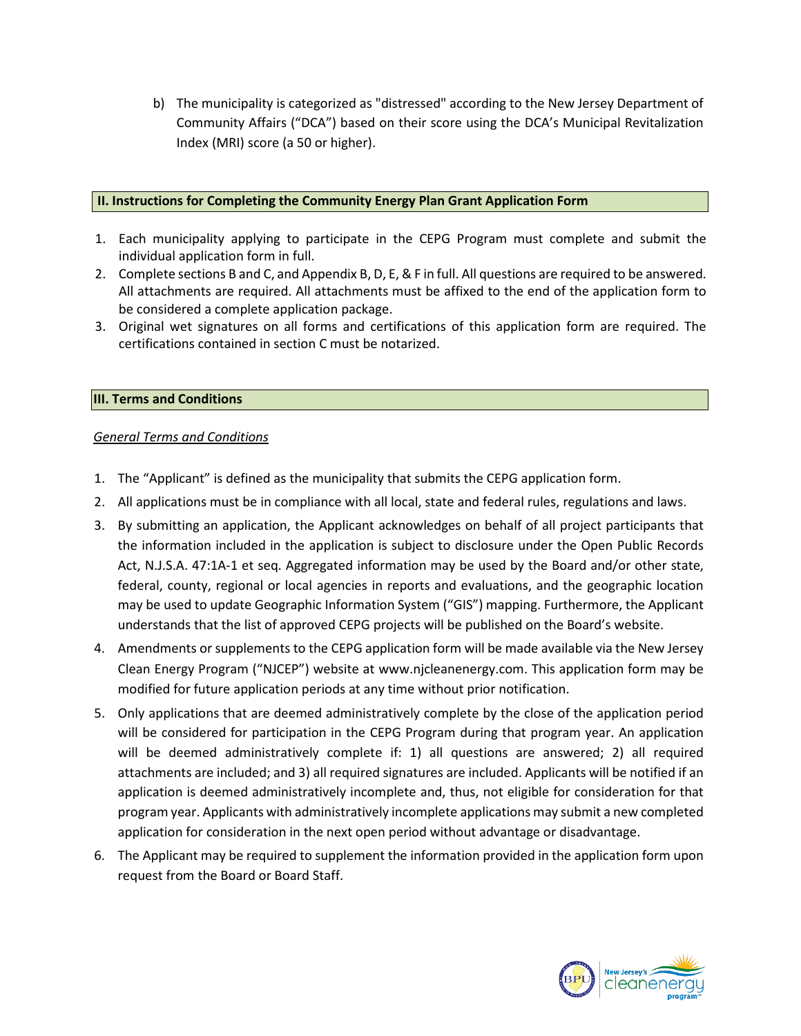b) The municipality is categorized as "distressed" according to the New Jersey Department of Community Affairs ("DCA") based on their score using the DCA's Municipal Revitalization Index (MRI) score (a 50 or higher).

## II. Instructions for Completing the Community Energy Plan Grant Application Form

1. Each municipality applying to participate in the CEPG Program must complete and submit the individual application form in full.
2. Complete sections B and C, and Appendix B, D, E, & F in full. All questions are required to be answered. All attachments are required. All attachments must be affixed to the end of the application form to be considered a complete application package.
3. Original wet signatures on all forms and certifications of this application form are required. The certifications contained in section C must be notarized.

## III. Terms and Conditions

*General Terms and Conditions*

1. The "Applicant" is defined as the municipality that submits the CEPG application form.
2. All applications must be in compliance with all local, state and federal rules, regulations and laws.
3. By submitting an application, the Applicant acknowledges on behalf of all project participants that the information included in the application is subject to disclosure under the Open Public Records Act, N.J.S.A. 47:1A-1 et seq. Aggregated information may be used by the Board and/or other state, federal, county, regional or local agencies in reports and evaluations, and the geographic location may be used to update Geographic Information System ("GIS") mapping. Furthermore, the Applicant understands that the list of approved CEPG projects will be published on the Board's website.
4. Amendments or supplements to the CEPG application form will be made available via the New Jersey Clean Energy Program ("NJCEP") website at www.njcleanenergy.com. This application form may be modified for future application periods at any time without prior notification.
5. Only applications that are deemed administratively complete by the close of the application period will be considered for participation in the CEPG Program during that program year. An application will be deemed administratively complete if: 1) all questions are answered; 2) all required attachments are included; and 3) all required signatures are included. Applicants will be notified if an application is deemed administratively incomplete and, thus, not eligible for consideration for that program year. Applicants with administratively incomplete applications may submit a new completed application for consideration in the next open period without advantage or disadvantage.
6. The Applicant may be required to supplement the information provided in the application form upon request from the Board or Board Staff.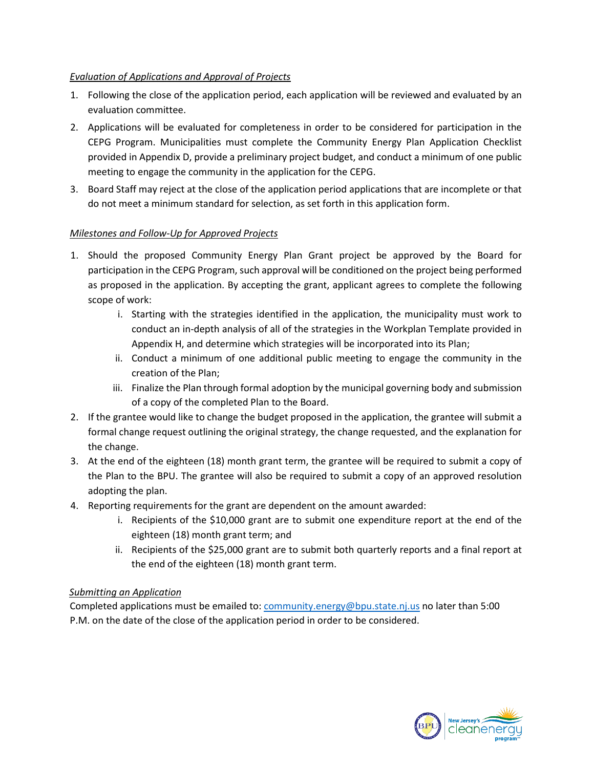*Evaluation of Applications and Approval of Projects*

1. Following the close of the application period, each application will be reviewed and evaluated by an evaluation committee.
2. Applications will be evaluated for completeness in order to be considered for participation in the CEPG Program. Municipalities must complete the Community Energy Plan Application Checklist provided in Appendix D, provide a preliminary project budget, and conduct a minimum of one public meeting to engage the community in the application for the CEPG.
3. Board Staff may reject at the close of the application period applications that are incomplete or that do not meet a minimum standard for selection, as set forth in this application form.

*Milestones and Follow-Up for Approved Projects*

1. Should the proposed Community Energy Plan Grant project be approved by the Board for participation in the CEPG Program, such approval will be conditioned on the project being performed as proposed in the application. By accepting the grant, applicant agrees to complete the following scope of work:
   i. Starting with the strategies identified in the application, the municipality must work to conduct an in-depth analysis of all of the strategies in the Workplan Template provided in Appendix H, and determine which strategies will be incorporated into its Plan;
   ii. Conduct a minimum of one additional public meeting to engage the community in the creation of the Plan;
   iii. Finalize the Plan through formal adoption by the municipal governing body and submission of a copy of the completed Plan to the Board.
2. If the grantee would like to change the budget proposed in the application, the grantee will submit a formal change request outlining the original strategy, the change requested, and the explanation for the change.
3. At the end of the eighteen (18) month grant term, the grantee will be required to submit a copy of the Plan to the BPU. The grantee will also be required to submit a copy of an approved resolution adopting the plan.
4. Reporting requirements for the grant are dependent on the amount awarded:
   i. Recipients of the $10,000 grant are to submit one expenditure report at the end of the eighteen (18) month grant term; and
   ii. Recipients of the $25,000 grant are to submit both quarterly reports and a final report at the end of the eighteen (18) month grant term.

*Submitting an Application*

Completed applications must be emailed to: community.energy@bpu.state.nj.us no later than 5:00 P.M. on the date of the close of the application period in order to be considered.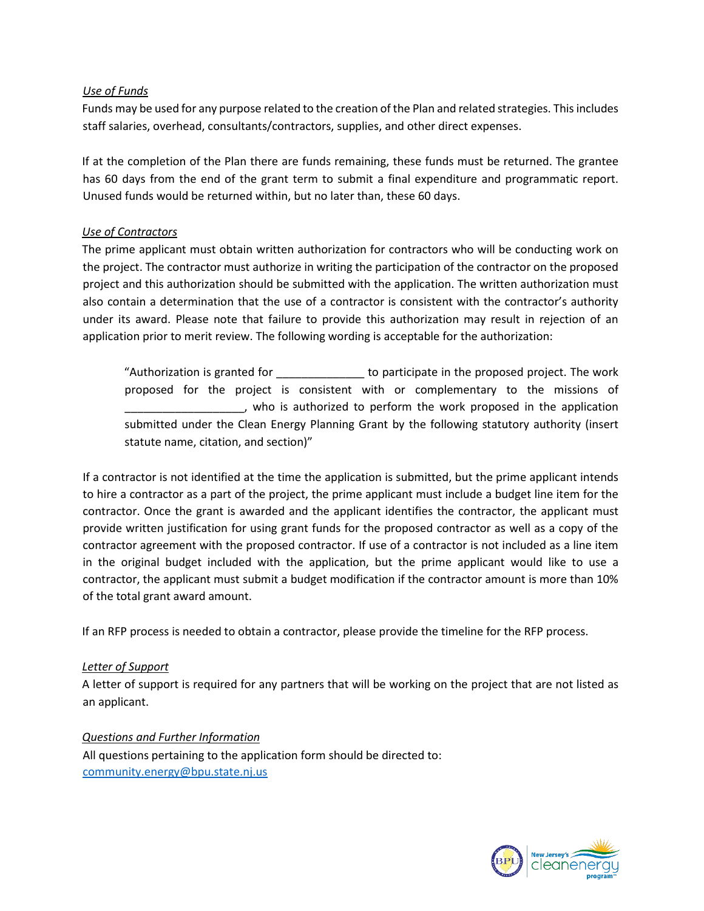*Use of Funds*

Funds may be used for any purpose related to the creation of the Plan and related strategies. This includes staff salaries, overhead, consultants/contractors, supplies, and other direct expenses.

If at the completion of the Plan there are funds remaining, these funds must be returned. The grantee has 60 days from the end of the grant term to submit a final expenditure and programmatic report. Unused funds would be returned within, but no later than, these 60 days.

*Use of Contractors*

The prime applicant must obtain written authorization for contractors who will be conducting work on the project. The contractor must authorize in writing the participation of the contractor on the proposed project and this authorization should be submitted with the application. The written authorization must also contain a determination that the use of a contractor is consistent with the contractor's authority under its award. Please note that failure to provide this authorization may result in rejection of an application prior to merit review. The following wording is acceptable for the authorization:

> "Authorization is granted for ______________ to participate in the proposed project. The work proposed for the project is consistent with or complementary to the missions of ___________________, who is authorized to perform the work proposed in the application submitted under the Clean Energy Planning Grant by the following statutory authority (insert statute name, citation, and section)"

If a contractor is not identified at the time the application is submitted, but the prime applicant intends to hire a contractor as a part of the project, the prime applicant must include a budget line item for the contractor. Once the grant is awarded and the applicant identifies the contractor, the applicant must provide written justification for using grant funds for the proposed contractor as well as a copy of the contractor agreement with the proposed contractor. If use of a contractor is not included as a line item in the original budget included with the application, but the prime applicant would like to use a contractor, the applicant must submit a budget modification if the contractor amount is more than 10% of the total grant award amount.

If an RFP process is needed to obtain a contractor, please provide the timeline for the RFP process.

*Letter of Support*

A letter of support is required for any partners that will be working on the project that are not listed as an applicant.

*Questions and Further Information*

All questions pertaining to the application form should be directed to:
community.energy@bpu.state.nj.us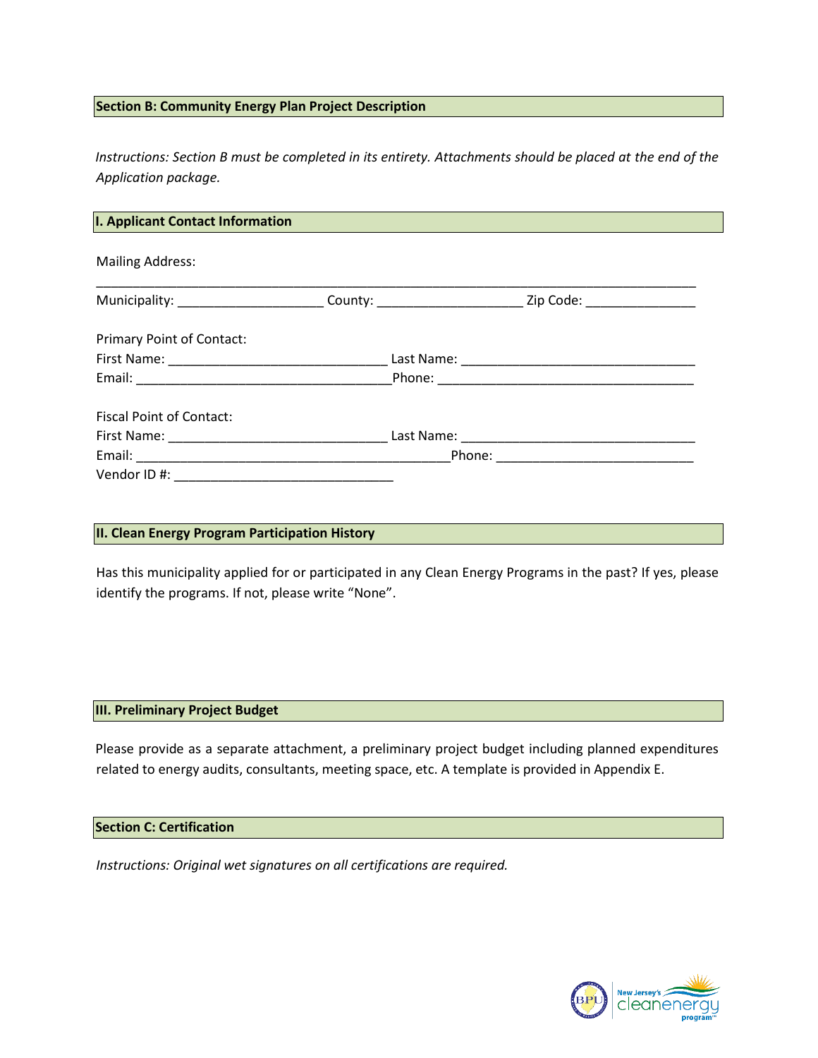## Section B: Community Energy Plan Project Description

*Instructions: Section B must be completed in its entirety. Attachments should be placed at the end of the Application package.*

### I. Applicant Contact Information

Mailing Address:

_______________________________________________________________________________

Municipality: ____________________ County: ____________________ Zip Code: _______________

Primary Point of Contact:

First Name: ______________________________ Last Name: ________________________________

Email: ___________________________________Phone: ___________________________________

Fiscal Point of Contact:

First Name: ______________________________ Last Name: ________________________________

Email: ___________________________________________Phone: __________________________

Vendor ID #: ______________________________

### II. Clean Energy Program Participation History

Has this municipality applied for or participated in any Clean Energy Programs in the past? If yes, please identify the programs. If not, please write "None".

### III. Preliminary Project Budget

Please provide as a separate attachment, a preliminary project budget including planned expenditures related to energy audits, consultants, meeting space, etc. A template is provided in Appendix E.

## Section C: Certification

*Instructions: Original wet signatures on all certifications are required.*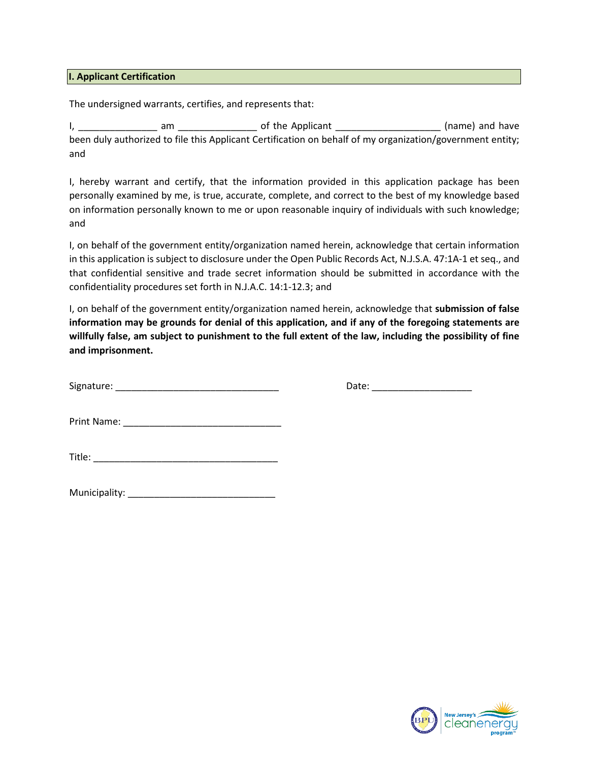## I. Applicant Certification

The undersigned warrants, certifies, and represents that:

I, _______________ am _______________ of the Applicant ____________________ (name) and have been duly authorized to file this Applicant Certification on behalf of my organization/government entity; and

I, hereby warrant and certify, that the information provided in this application package has been personally examined by me, is true, accurate, complete, and correct to the best of my knowledge based on information personally known to me or upon reasonable inquiry of individuals with such knowledge; and

I, on behalf of the government entity/organization named herein, acknowledge that certain information in this application is subject to disclosure under the Open Public Records Act, N.J.S.A. 47:1A-1 et seq., and that confidential sensitive and trade secret information should be submitted in accordance with the confidentiality procedures set forth in N.J.A.C. 14:1-12.3; and

I, on behalf of the government entity/organization named herein, acknowledge that **submission of false information may be grounds for denial of this application, and if any of the foregoing statements are willfully false, am subject to punishment to the full extent of the law, including the possibility of fine and imprisonment.**

Signature: ________________________________ Date: ___________________

Print Name: _______________________________

Title: ____________________________________

Municipality: ____________________________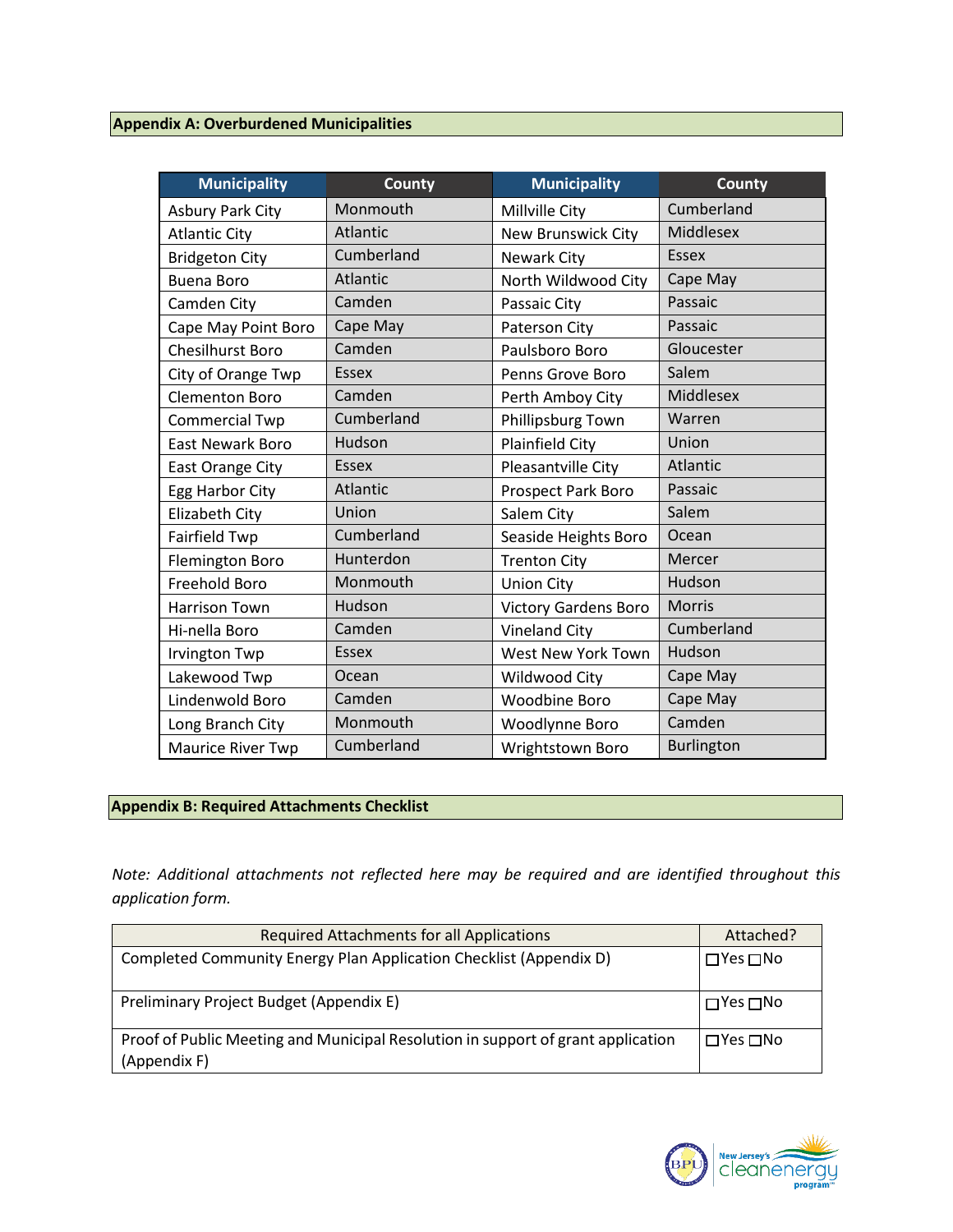## Appendix A: Overburdened Municipalities

| Municipality | County | Municipality | County |
|---|---|---|---|
| Asbury Park City | Monmouth | Millville City | Cumberland |
| Atlantic City | Atlantic | New Brunswick City | Middlesex |
| Bridgeton City | Cumberland | Newark City | Essex |
| Buena Boro | Atlantic | North Wildwood City | Cape May |
| Camden City | Camden | Passaic City | Passaic |
| Cape May Point Boro | Cape May | Paterson City | Passaic |
| Chesilhurst Boro | Camden | Paulsboro Boro | Gloucester |
| City of Orange Twp | Essex | Penns Grove Boro | Salem |
| Clementon Boro | Camden | Perth Amboy City | Middlesex |
| Commercial Twp | Cumberland | Phillipsburg Town | Warren |
| East Newark Boro | Hudson | Plainfield City | Union |
| East Orange City | Essex | Pleasantville City | Atlantic |
| Egg Harbor City | Atlantic | Prospect Park Boro | Passaic |
| Elizabeth City | Union | Salem City | Salem |
| Fairfield Twp | Cumberland | Seaside Heights Boro | Ocean |
| Flemington Boro | Hunterdon | Trenton City | Mercer |
| Freehold Boro | Monmouth | Union City | Hudson |
| Harrison Town | Hudson | Victory Gardens Boro | Morris |
| Hi-nella Boro | Camden | Vineland City | Cumberland |
| Irvington Twp | Essex | West New York Town | Hudson |
| Lakewood Twp | Ocean | Wildwood City | Cape May |
| Lindenwold Boro | Camden | Woodbine Boro | Cape May |
| Long Branch City | Monmouth | Woodlynne Boro | Camden |
| Maurice River Twp | Cumberland | Wrightstown Boro | Burlington |

## Appendix B: Required Attachments Checklist

*Note: Additional attachments not reflected here may be required and are identified throughout this application form.*

| Required Attachments for all Applications | Attached? |
|---|---|
| Completed Community Energy Plan Application Checklist (Appendix D) | ☐Yes ☐No |
| Preliminary Project Budget (Appendix E) | ☐Yes ☐No |
| Proof of Public Meeting and Municipal Resolution in support of grant application (Appendix F) | ☐Yes ☐No |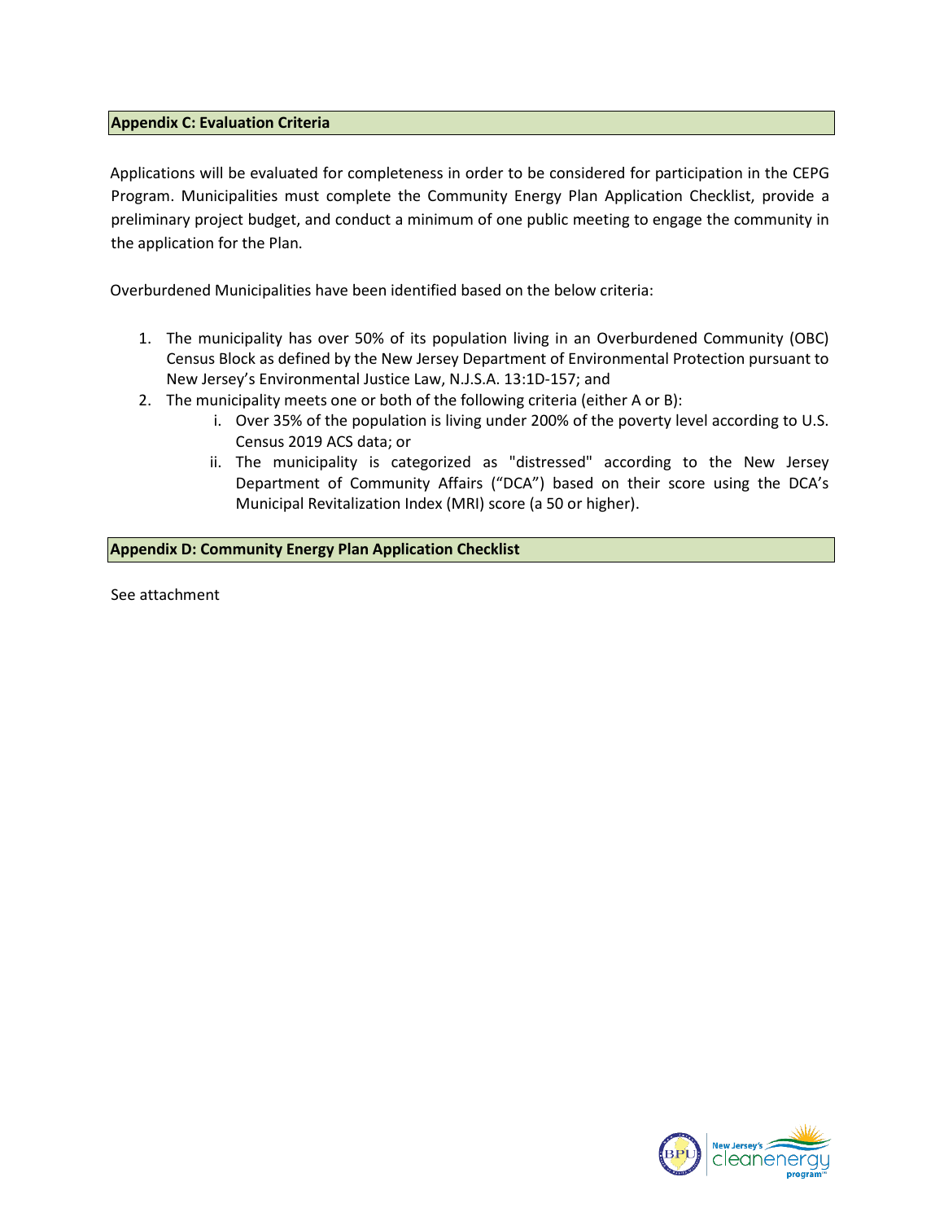## Appendix C: Evaluation Criteria

Applications will be evaluated for completeness in order to be considered for participation in the CEPG Program. Municipalities must complete the Community Energy Plan Application Checklist, provide a preliminary project budget, and conduct a minimum of one public meeting to engage the community in the application for the Plan.

Overburdened Municipalities have been identified based on the below criteria:

1. The municipality has over 50% of its population living in an Overburdened Community (OBC) Census Block as defined by the New Jersey Department of Environmental Protection pursuant to New Jersey's Environmental Justice Law, N.J.S.A. 13:1D-157; and
2. The municipality meets one or both of the following criteria (either A or B):
   i. Over 35% of the population is living under 200% of the poverty level according to U.S. Census 2019 ACS data; or
   ii. The municipality is categorized as "distressed" according to the New Jersey Department of Community Affairs ("DCA") based on their score using the DCA's Municipal Revitalization Index (MRI) score (a 50 or higher).

## Appendix D: Community Energy Plan Application Checklist

See attachment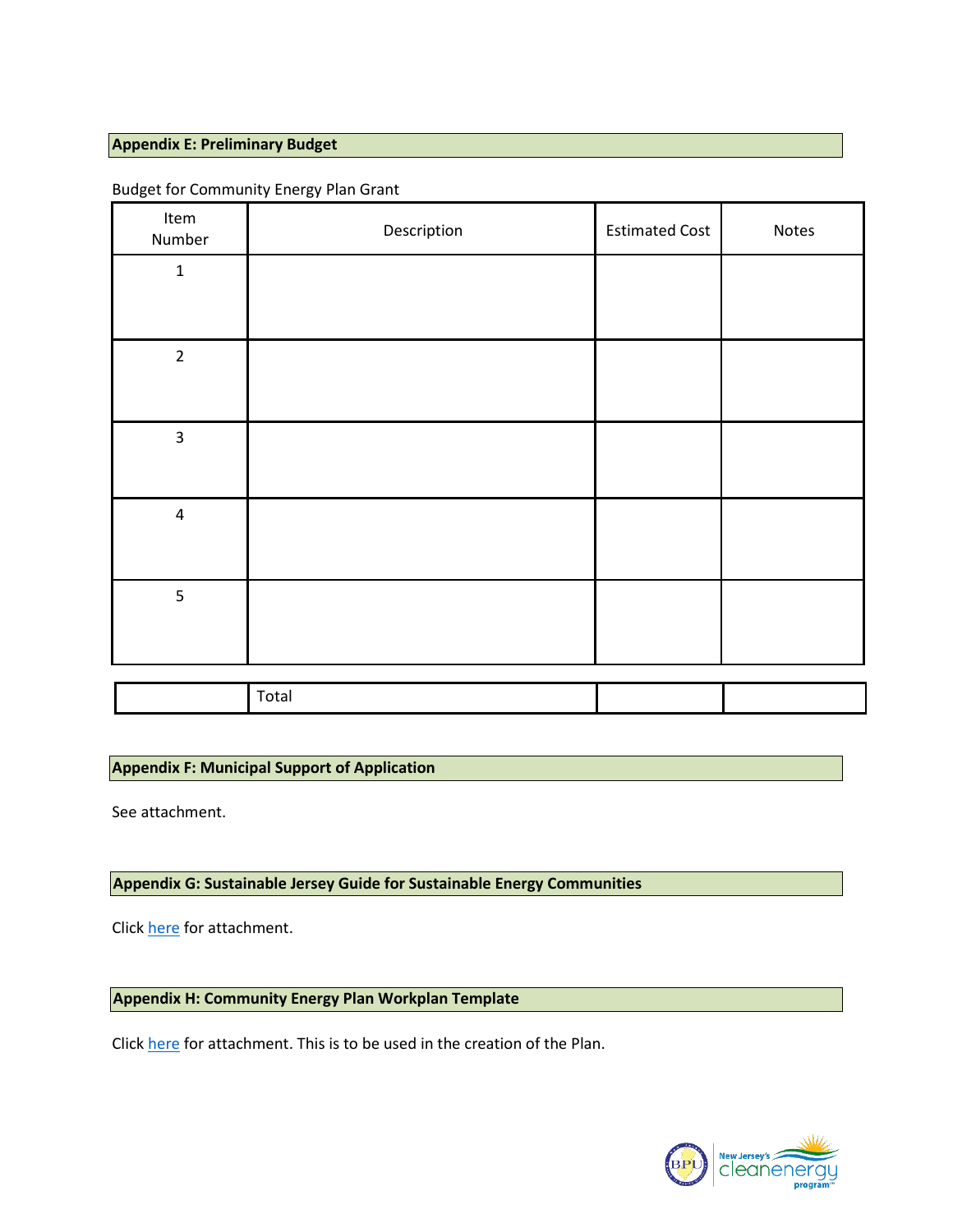## Appendix E: Preliminary Budget

Budget for Community Energy Plan Grant

| Item Number | Description | Estimated Cost | Notes |
| --- | --- | --- | --- |
| 1 | | | |
| 2 | | | |
| 3 | | | |
| 4 | | | |
| 5 | | | |
| | Total | | |

## Appendix F: Municipal Support of Application

See attachment.

## Appendix G: Sustainable Jersey Guide for Sustainable Energy Communities

Click here for attachment.

## Appendix H: Community Energy Plan Workplan Template

Click here for attachment. This is to be used in the creation of the Plan.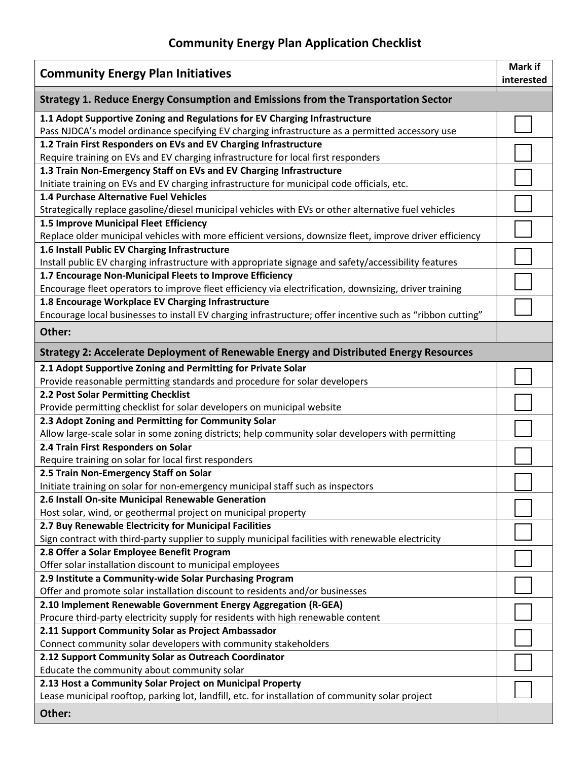# Community Energy Plan Application Checklist

| Community Energy Plan Initiatives | Mark if interested |
|---|---|
| **Strategy 1. Reduce Energy Consumption and Emissions from the Transportation Sector** | |
| **1.1 Adopt Supportive Zoning and Regulations for EV Charging Infrastructure**<br>Pass NJDCA's model ordinance specifying EV charging infrastructure as a permitted accessory use | ☐ |
| **1.2 Train First Responders on EVs and EV Charging Infrastructure**<br>Require training on EVs and EV charging infrastructure for local first responders | ☐ |
| **1.3 Train Non-Emergency Staff on EVs and EV Charging Infrastructure**<br>Initiate training on EVs and EV charging infrastructure for municipal code officials, etc. | ☐ |
| **1.4 Purchase Alternative Fuel Vehicles**<br>Strategically replace gasoline/diesel municipal vehicles with EVs or other alternative fuel vehicles | ☐ |
| **1.5 Improve Municipal Fleet Efficiency**<br>Replace older municipal vehicles with more efficient versions, downsize fleet, improve driver efficiency | ☐ |
| **1.6 Install Public EV Charging Infrastructure**<br>Install public EV charging infrastructure with appropriate signage and safety/accessibility features | ☐ |
| **1.7 Encourage Non-Municipal Fleets to Improve Efficiency**<br>Encourage fleet operators to improve fleet efficiency via electrification, downsizing, driver training | ☐ |
| **1.8 Encourage Workplace EV Charging Infrastructure**<br>Encourage local businesses to install EV charging infrastructure; offer incentive such as "ribbon cutting" | ☐ |
| **Other:** | |
| **Strategy 2: Accelerate Deployment of Renewable Energy and Distributed Energy Resources** | |
| **2.1 Adopt Supportive Zoning and Permitting for Private Solar**<br>Provide reasonable permitting standards and procedure for solar developers | ☐ |
| **2.2 Post Solar Permitting Checklist**<br>Provide permitting checklist for solar developers on municipal website | ☐ |
| **2.3 Adopt Zoning and Permitting for Community Solar**<br>Allow large-scale solar in some zoning districts; help community solar developers with permitting | ☐ |
| **2.4 Train First Responders on Solar**<br>Require training on solar for local first responders | ☐ |
| **2.5 Train Non-Emergency Staff on Solar**<br>Initiate training on solar for non-emergency municipal staff such as inspectors | ☐ |
| **2.6 Install On-site Municipal Renewable Generation**<br>Host solar, wind, or geothermal project on municipal property | ☐ |
| **2.7 Buy Renewable Electricity for Municipal Facilities**<br>Sign contract with third-party supplier to supply municipal facilities with renewable electricity | ☐ |
| **2.8 Offer a Solar Employee Benefit Program**<br>Offer solar installation discount to municipal employees | ☐ |
| **2.9 Institute a Community-wide Solar Purchasing Program**<br>Offer and promote solar installation discount to residents and/or businesses | ☐ |
| **2.10 Implement Renewable Government Energy Aggregation (R-GEA)**<br>Procure third-party electricity supply for residents with high renewable content | ☐ |
| **2.11 Support Community Solar as Project Ambassador**<br>Connect community solar developers with community stakeholders | ☐ |
| **2.12 Support Community Solar as Outreach Coordinator**<br>Educate the community about community solar | ☐ |
| **2.13 Host a Community Solar Project on Municipal Property**<br>Lease municipal rooftop, parking lot, landfill, etc. for installation of community solar project | ☐ |
| **Other:** | |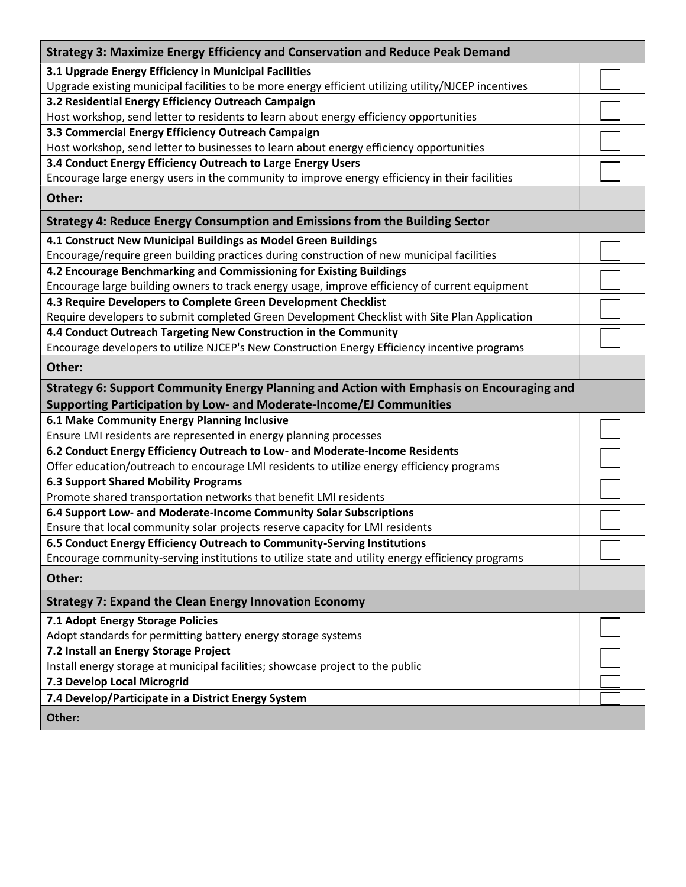| Strategy 3: Maximize Energy Efficiency and Conservation and Reduce Peak Demand | |
|---|---|
| **3.1 Upgrade Energy Efficiency in Municipal Facilities**<br>Upgrade existing municipal facilities to be more energy efficient utilizing utility/NJCEP incentives | ☐ |
| **3.2 Residential Energy Efficiency Outreach Campaign**<br>Host workshop, send letter to residents to learn about energy efficiency opportunities | ☐ |
| **3.3 Commercial Energy Efficiency Outreach Campaign**<br>Host workshop, send letter to businesses to learn about energy efficiency opportunities | ☐ |
| **3.4 Conduct Energy Efficiency Outreach to Large Energy Users**<br>Encourage large energy users in the community to improve energy efficiency in their facilities | ☐ |
| **Other:** | |

| Strategy 4: Reduce Energy Consumption and Emissions from the Building Sector | |
|---|---|
| **4.1 Construct New Municipal Buildings as Model Green Buildings**<br>Encourage/require green building practices during construction of new municipal facilities | ☐ |
| **4.2 Encourage Benchmarking and Commissioning for Existing Buildings**<br>Encourage large building owners to track energy usage, improve efficiency of current equipment | ☐ |
| **4.3 Require Developers to Complete Green Development Checklist**<br>Require developers to submit completed Green Development Checklist with Site Plan Application | ☐ |
| **4.4 Conduct Outreach Targeting New Construction in the Community**<br>Encourage developers to utilize NJCEP's New Construction Energy Efficiency incentive programs | ☐ |
| **Other:** | |

| Strategy 6: Support Community Energy Planning and Action with Emphasis on Encouraging and Supporting Participation by Low- and Moderate-Income/EJ Communities | |
|---|---|
| **6.1 Make Community Energy Planning Inclusive**<br>Ensure LMI residents are represented in energy planning processes | ☐ |
| **6.2 Conduct Energy Efficiency Outreach to Low- and Moderate-Income Residents**<br>Offer education/outreach to encourage LMI residents to utilize energy efficiency programs | ☐ |
| **6.3 Support Shared Mobility Programs**<br>Promote shared transportation networks that benefit LMI residents | ☐ |
| **6.4 Support Low- and Moderate-Income Community Solar Subscriptions**<br>Ensure that local community solar projects reserve capacity for LMI residents | ☐ |
| **6.5 Conduct Energy Efficiency Outreach to Community-Serving Institutions**<br>Encourage community-serving institutions to utilize state and utility energy efficiency programs | ☐ |
| **Other:** | |

| Strategy 7: Expand the Clean Energy Innovation Economy | |
|---|---|
| **7.1 Adopt Energy Storage Policies**<br>Adopt standards for permitting battery energy storage systems | ☐ |
| **7.2 Install an Energy Storage Project**<br>Install energy storage at municipal facilities; showcase project to the public | ☐ |
| **7.3 Develop Local Microgrid** | ☐ |
| **7.4 Develop/Participate in a District Energy System** | ☐ |
| **Other:** | |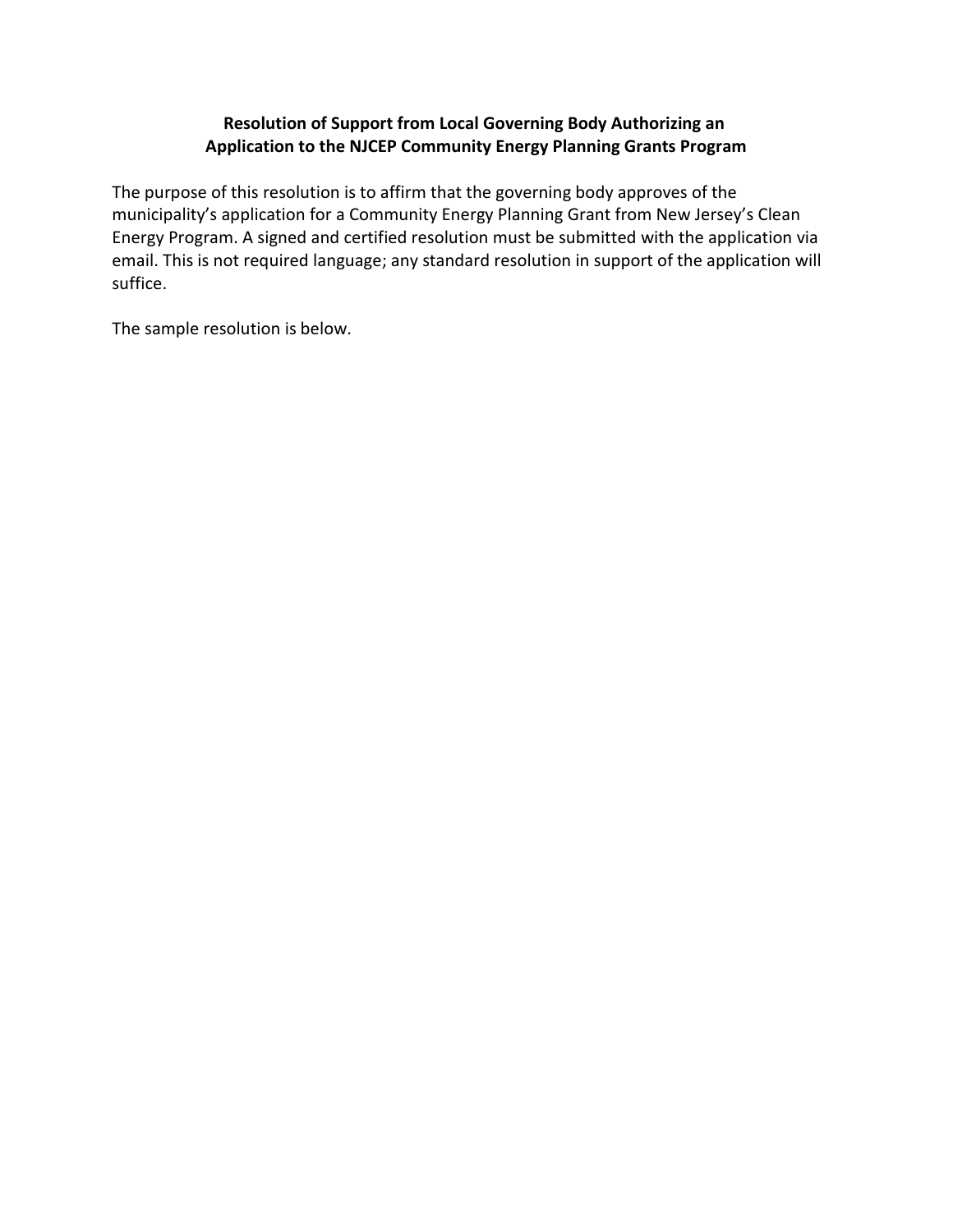**Resolution of Support from Local Governing Body Authorizing an Application to the NJCEP Community Energy Planning Grants Program**

The purpose of this resolution is to affirm that the governing body approves of the municipality's application for a Community Energy Planning Grant from New Jersey's Clean Energy Program. A signed and certified resolution must be submitted with the application via email. This is not required language; any standard resolution in support of the application will suffice.

The sample resolution is below.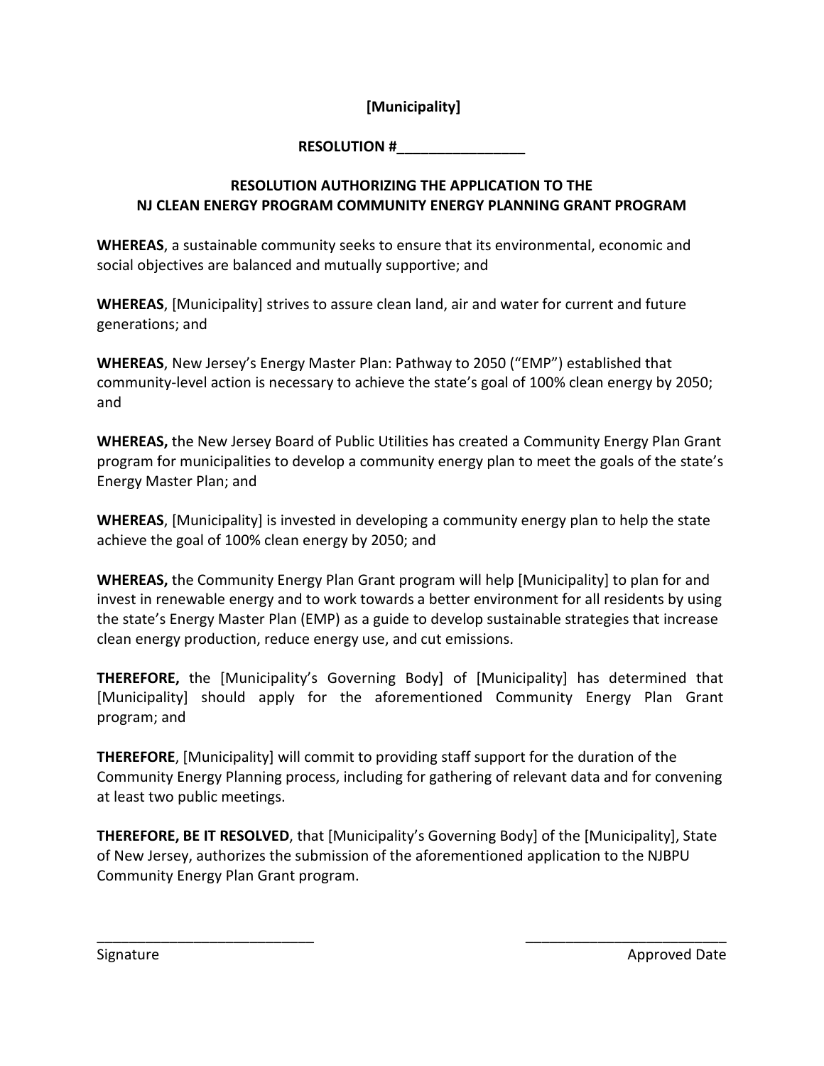**[Municipality]**

**RESOLUTION #________________**

**RESOLUTION AUTHORIZING THE APPLICATION TO THE NJ CLEAN ENERGY PROGRAM COMMUNITY ENERGY PLANNING GRANT PROGRAM**

**WHEREAS**, a sustainable community seeks to ensure that its environmental, economic and social objectives are balanced and mutually supportive; and

**WHEREAS**, [Municipality] strives to assure clean land, air and water for current and future generations; and

**WHEREAS**, New Jersey's Energy Master Plan: Pathway to 2050 ("EMP") established that community-level action is necessary to achieve the state's goal of 100% clean energy by 2050; and

**WHEREAS,** the New Jersey Board of Public Utilities has created a Community Energy Plan Grant program for municipalities to develop a community energy plan to meet the goals of the state's Energy Master Plan; and

**WHEREAS**, [Municipality] is invested in developing a community energy plan to help the state achieve the goal of 100% clean energy by 2050; and

**WHEREAS,** the Community Energy Plan Grant program will help [Municipality] to plan for and invest in renewable energy and to work towards a better environment for all residents by using the state's Energy Master Plan (EMP) as a guide to develop sustainable strategies that increase clean energy production, reduce energy use, and cut emissions.

**THEREFORE,** the [Municipality's Governing Body] of [Municipality] has determined that [Municipality] should apply for the aforementioned Community Energy Plan Grant program; and

**THEREFORE**, [Municipality] will commit to providing staff support for the duration of the Community Energy Planning process, including for gathering of relevant data and for convening at least two public meetings.

**THEREFORE, BE IT RESOLVED**, that [Municipality's Governing Body] of the [Municipality], State of New Jersey, authorizes the submission of the aforementioned application to the NJBPU Community Energy Plan Grant program.

___________________________ ___________________________

Signature Approved Date